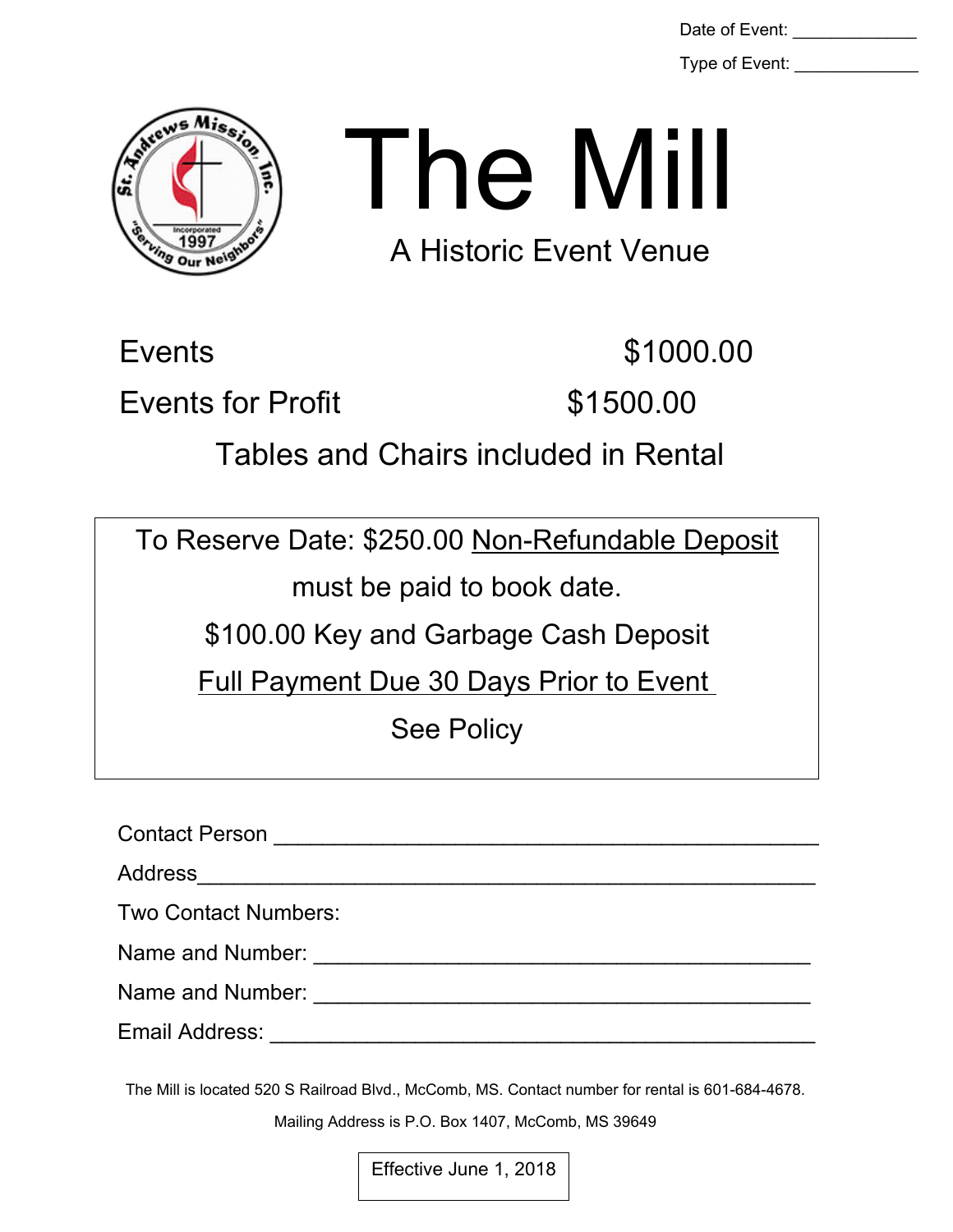Date of Event: _____________

Type of Event: _____________

St. Andrews Mission, Inc. — Incorporated 1997 — "Serving Our Neighbors"

# The Mill

## A Historic Event Venue

| | |
|---|---|
| Events | $1000.00 |
| Events for Profit | $1500.00 |

Tables and Chairs included in Rental

To Reserve Date: $250.00 Non-Refundable Deposit must be paid to book date.

$100.00 Key and Garbage Cash Deposit

Full Payment Due 30 Days Prior to Event

See Policy

Contact Person ____________________________________________

Address__________________________________________________

Two Contact Numbers:

Name and Number: ________________________________________

Name and Number: ________________________________________

Email Address: ____________________________________________

The Mill is located 520 S Railroad Blvd., McComb, MS. Contact number for rental is 601-684-4678.

Mailing Address is P.O. Box 1407, McComb, MS 39649

Effective June 1, 2018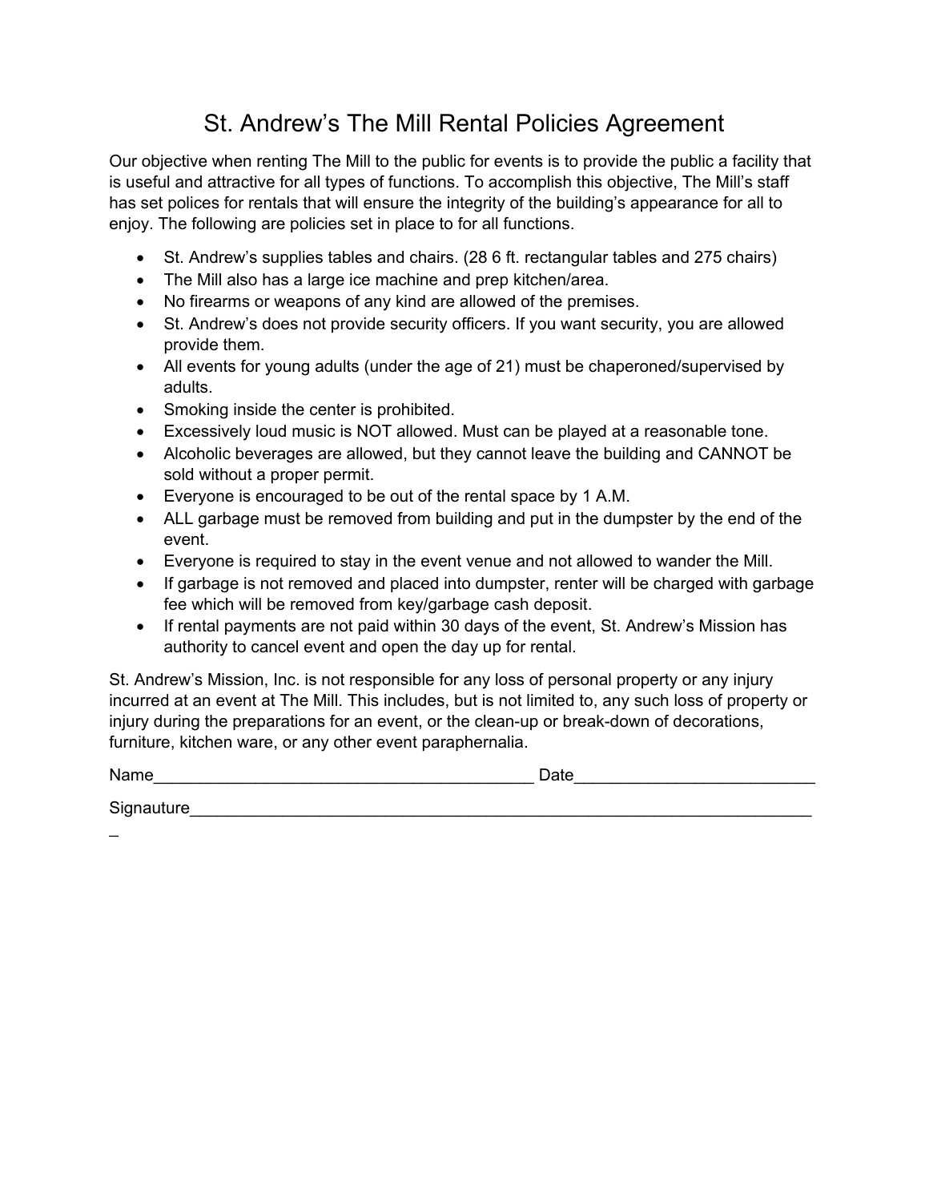# St. Andrew's The Mill Rental Policies Agreement

Our objective when renting The Mill to the public for events is to provide the public a facility that is useful and attractive for all types of functions. To accomplish this objective, The Mill's staff has set polices for rentals that will ensure the integrity of the building's appearance for all to enjoy. The following are policies set in place to for all functions.

- St. Andrew's supplies tables and chairs. (28 6 ft. rectangular tables and 275 chairs)
- The Mill also has a large ice machine and prep kitchen/area.
- No firearms or weapons of any kind are allowed of the premises.
- St. Andrew's does not provide security officers. If you want security, you are allowed provide them.
- All events for young adults (under the age of 21) must be chaperoned/supervised by adults.
- Smoking inside the center is prohibited.
- Excessively loud music is NOT allowed. Must can be played at a reasonable tone.
- Alcoholic beverages are allowed, but they cannot leave the building and CANNOT be sold without a proper permit.
- Everyone is encouraged to be out of the rental space by 1 A.M.
- ALL garbage must be removed from building and put in the dumpster by the end of the event.
- Everyone is required to stay in the event venue and not allowed to wander the Mill.
- If garbage is not removed and placed into dumpster, renter will be charged with garbage fee which will be removed from key/garbage cash deposit.
- If rental payments are not paid within 30 days of the event, St. Andrew's Mission has authority to cancel event and open the day up for rental.

St. Andrew's Mission, Inc. is not responsible for any loss of personal property or any injury incurred at an event at The Mill. This includes, but is not limited to, any such loss of property or injury during the preparations for an event, or the clean-up or break-down of decorations, furniture, kitchen ware, or any other event paraphernalia.

Name__________________________________________ Date__________________________

Signauture______________________________________________________________________
_